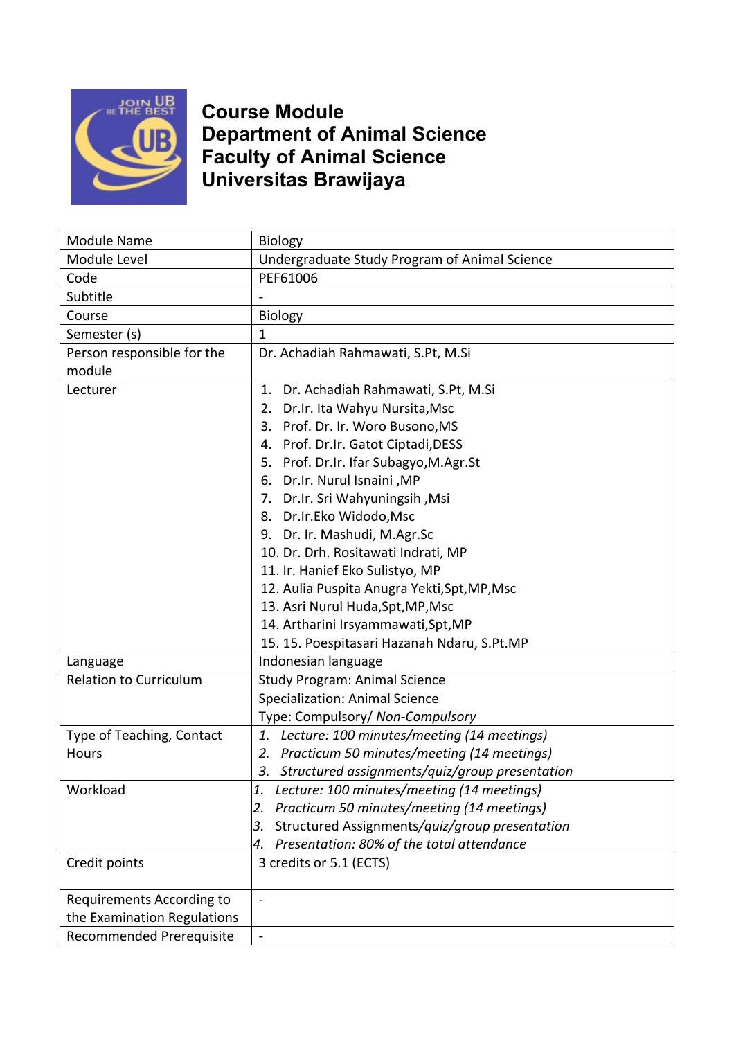# Course Module
## Department of Animal Science
## Faculty of Animal Science
## Universitas Brawijaya

| | |
|---|---|
| Module Name | Biology |
| Module Level | Undergraduate Study Program of Animal Science |
| Code | PEF61006 |
| Subtitle | - |
| Course | Biology |
| Semester (s) | 1 |
| Person responsible for the module | Dr. Achadiah Rahmawati, S.Pt, M.Si |
| Lecturer | 1. Dr. Achadiah Rahmawati, S.Pt, M.Si<br>2. Dr.Ir. Ita Wahyu Nursita,Msc<br>3. Prof. Dr. Ir. Woro Busono,MS<br>4. Prof. Dr.Ir. Gatot Ciptadi,DESS<br>5. Prof. Dr.Ir. Ifar Subagyo,M.Agr.St<br>6. Dr.Ir. Nurul Isnaini ,MP<br>7. Dr.Ir. Sri Wahyuningsih ,Msi<br>8. Dr.Ir.Eko Widodo,Msc<br>9. Dr. Ir. Mashudi, M.Agr.Sc<br>10. Dr. Drh. Rositawati Indrati, MP<br>11. Ir. Hanief Eko Sulistyo, MP<br>12. Aulia Puspita Anugra Yekti,Spt,MP,Msc<br>13. Asri Nurul Huda,Spt,MP,Msc<br>14. Artharini Irsyammawati,Spt,MP<br>15. 15. Poespitasari Hazanah Ndaru, S.Pt.MP |
| Language | Indonesian language |
| Relation to Curriculum | Study Program: Animal Science<br>Specialization: Animal Science<br>Type: Compulsory/~~Non-Compulsory~~ |
| Type of Teaching, Contact Hours | 1. *Lecture: 100 minutes/meeting (14 meetings)*<br>2. *Practicum 50 minutes/meeting (14 meetings)*<br>3. *Structured assignments/quiz/group presentation* |
| Workload | 1. *Lecture: 100 minutes/meeting (14 meetings)*<br>2. *Practicum 50 minutes/meeting (14 meetings)*<br>3. Structured Assignments*/quiz/group presentation*<br>4. *Presentation: 80% of the total attendance* |
| Credit points | 3 credits or 5.1 (ECTS) |
| Requirements According to the Examination Regulations | - |
| Recommended Prerequisite | - |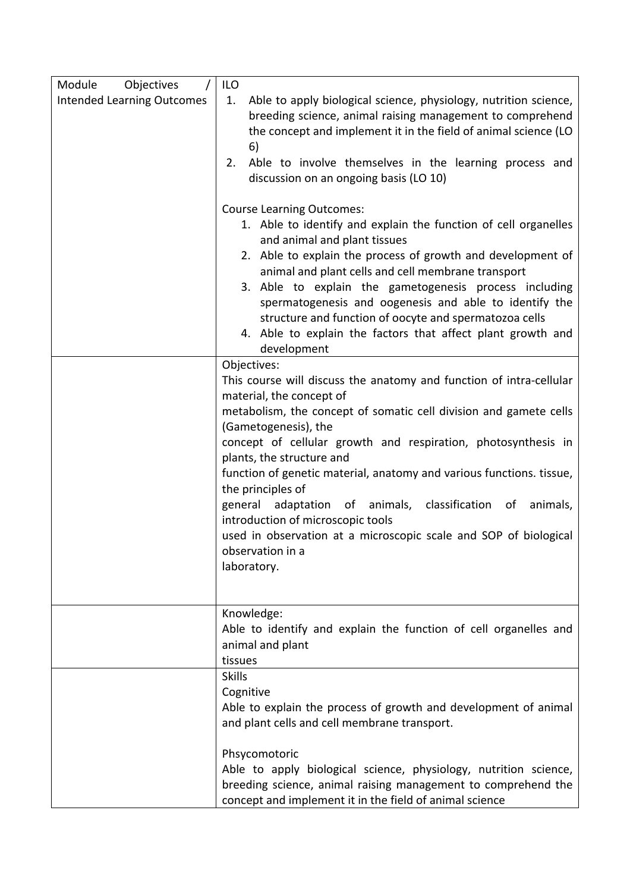| Module Objectives / Intended Learning Outcomes | ILO<br>1. Able to apply biological science, physiology, nutrition science, breeding science, animal raising management to comprehend the concept and implement it in the field of animal science (LO 6)<br>2. Able to involve themselves in the learning process and discussion on an ongoing basis (LO 10)<br><br>Course Learning Outcomes:<br>1. Able to identify and explain the function of cell organelles and animal and plant tissues<br>2. Able to explain the process of growth and development of animal and plant cells and cell membrane transport<br>3. Able to explain the gametogenesis process including spermatogenesis and oogenesis and able to identify the structure and function of oocyte and spermatozoa cells<br>4. Able to explain the factors that affect plant growth and development |
|---|---|
| | Objectives:<br>This course will discuss the anatomy and function of intra-cellular material, the concept of<br>metabolism, the concept of somatic cell division and gamete cells (Gametogenesis), the<br>concept of cellular growth and respiration, photosynthesis in plants, the structure and<br>function of genetic material, anatomy and various functions. tissue, the principles of<br>general adaptation of animals, classification of animals, introduction of microscopic tools<br>used in observation at a microscopic scale and SOP of biological observation in a<br>laboratory. |
| | Knowledge:<br>Able to identify and explain the function of cell organelles and animal and plant<br>tissues |
| | Skills<br>Cognitive<br>Able to explain the process of growth and development of animal and plant cells and cell membrane transport.<br><br>Phsycomotoric<br>Able to apply biological science, physiology, nutrition science, breeding science, animal raising management to comprehend the concept and implement it in the field of animal science |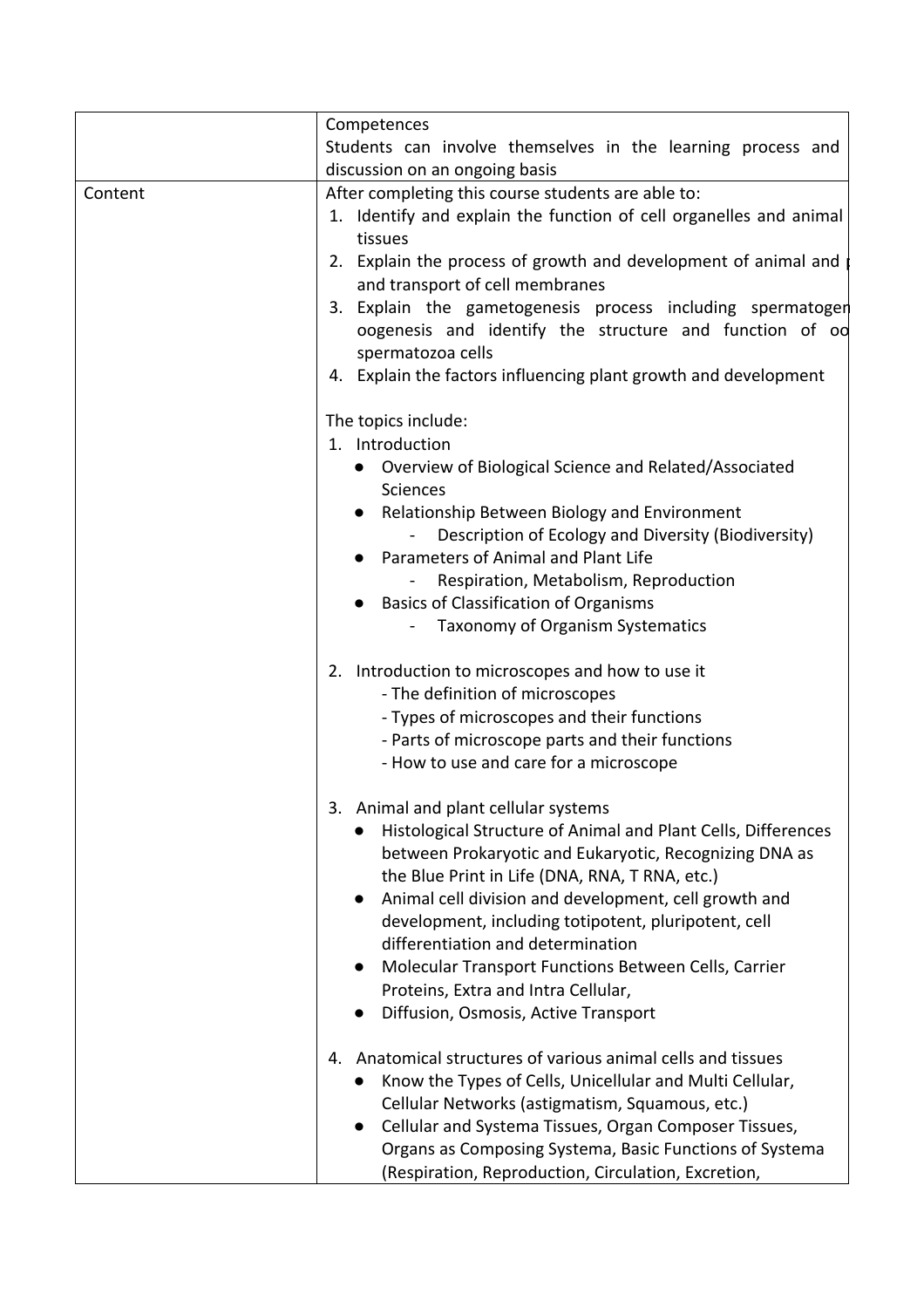| | |
|---|---|
| | Competences<br>Students can involve themselves in the learning process and discussion on an ongoing basis |
| Content | After completing this course students are able to:<br>1. Identify and explain the function of cell organelles and animal tissues<br>2. Explain the process of growth and development of animal and p and transport of cell membranes<br>3. Explain the gametogenesis process including spermatogen oogenesis and identify the structure and function of oo spermatozoa cells<br>4. Explain the factors influencing plant growth and development<br><br>The topics include:<br>1. Introduction<br>● Overview of Biological Science and Related/Associated Sciences<br>● Relationship Between Biology and Environment<br>- Description of Ecology and Diversity (Biodiversity)<br>● Parameters of Animal and Plant Life<br>- Respiration, Metabolism, Reproduction<br>● Basics of Classification of Organisms<br>- Taxonomy of Organism Systematics<br><br>2. Introduction to microscopes and how to use it<br>- The definition of microscopes<br>- Types of microscopes and their functions<br>- Parts of microscope parts and their functions<br>- How to use and care for a microscope<br><br>3. Animal and plant cellular systems<br>● Histological Structure of Animal and Plant Cells, Differences between Prokaryotic and Eukaryotic, Recognizing DNA as the Blue Print in Life (DNA, RNA, T RNA, etc.)<br>● Animal cell division and development, cell growth and development, including totipotent, pluripotent, cell differentiation and determination<br>● Molecular Transport Functions Between Cells, Carrier Proteins, Extra and Intra Cellular,<br>● Diffusion, Osmosis, Active Transport<br><br>4. Anatomical structures of various animal cells and tissues<br>● Know the Types of Cells, Unicellular and Multi Cellular, Cellular Networks (astigmatism, Squamous, etc.)<br>● Cellular and Systema Tissues, Organ Composer Tissues, Organs as Composing Systema, Basic Functions of Systema (Respiration, Reproduction, Circulation, Excretion, |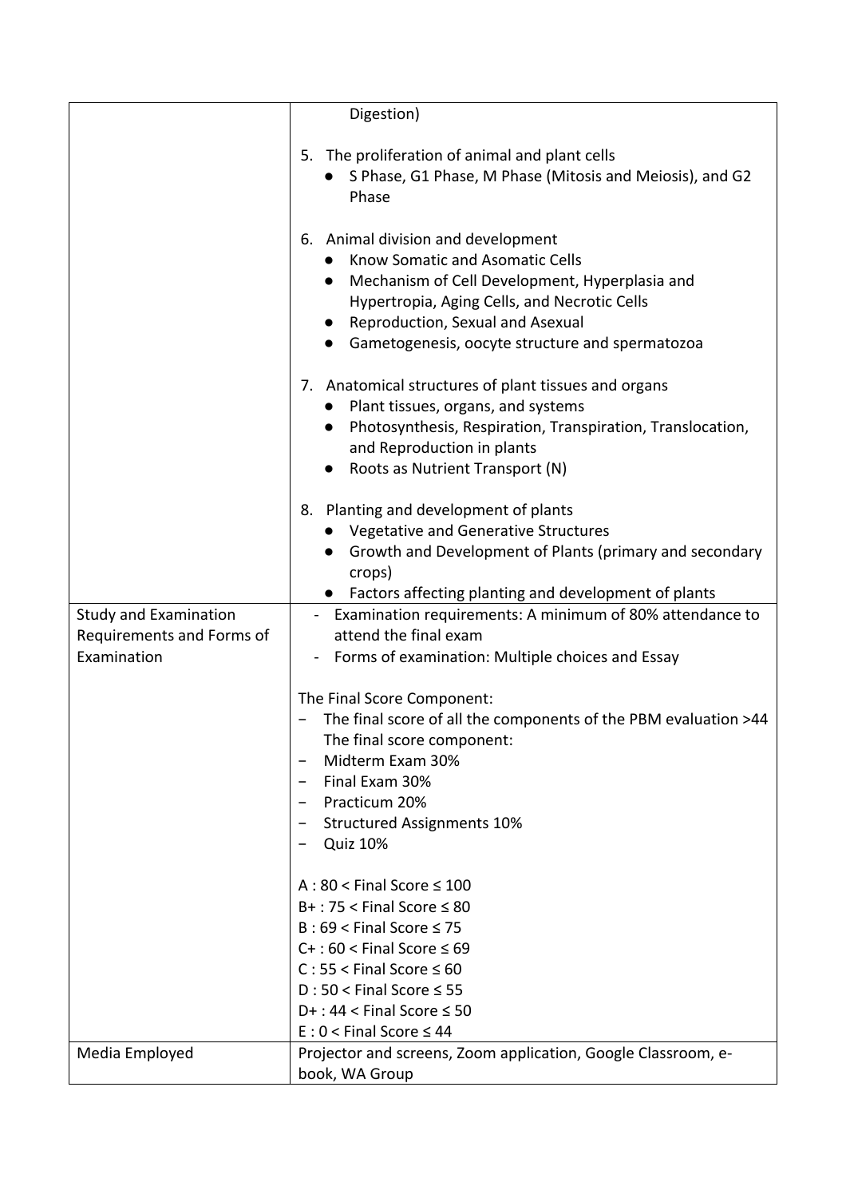| | |
|---|---|
| | Digestion)<br><br>5. The proliferation of animal and plant cells<br>• S Phase, G1 Phase, M Phase (Mitosis and Meiosis), and G2 Phase<br><br>6. Animal division and development<br>• Know Somatic and Asomatic Cells<br>• Mechanism of Cell Development, Hyperplasia and Hypertropia, Aging Cells, and Necrotic Cells<br>• Reproduction, Sexual and Asexual<br>• Gametogenesis, oocyte structure and spermatozoa<br><br>7. Anatomical structures of plant tissues and organs<br>• Plant tissues, organs, and systems<br>• Photosynthesis, Respiration, Transpiration, Translocation, and Reproduction in plants<br>• Roots as Nutrient Transport (N)<br><br>8. Planting and development of plants<br>• Vegetative and Generative Structures<br>• Growth and Development of Plants (primary and secondary crops)<br>• Factors affecting planting and development of plants |
| Study and Examination Requirements and Forms of Examination | - Examination requirements: A minimum of 80% attendance to attend the final exam<br>- Forms of examination: Multiple choices and Essay<br><br>The Final Score Component:<br>− The final score of all the components of the PBM evaluation >44 The final score component:<br>− Midterm Exam 30%<br>− Final Exam 30%<br>− Practicum 20%<br>− Structured Assignments 10%<br>− Quiz 10%<br><br>A : 80 < Final Score ≤ 100<br>B+ : 75 < Final Score ≤ 80<br>B : 69 < Final Score ≤ 75<br>C+ : 60 < Final Score ≤ 69<br>C : 55 < Final Score ≤ 60<br>D : 50 < Final Score ≤ 55<br>D+ : 44 < Final Score ≤ 50<br>E : 0 < Final Score ≤ 44 |
| Media Employed | Projector and screens, Zoom application, Google Classroom, e-book, WA Group |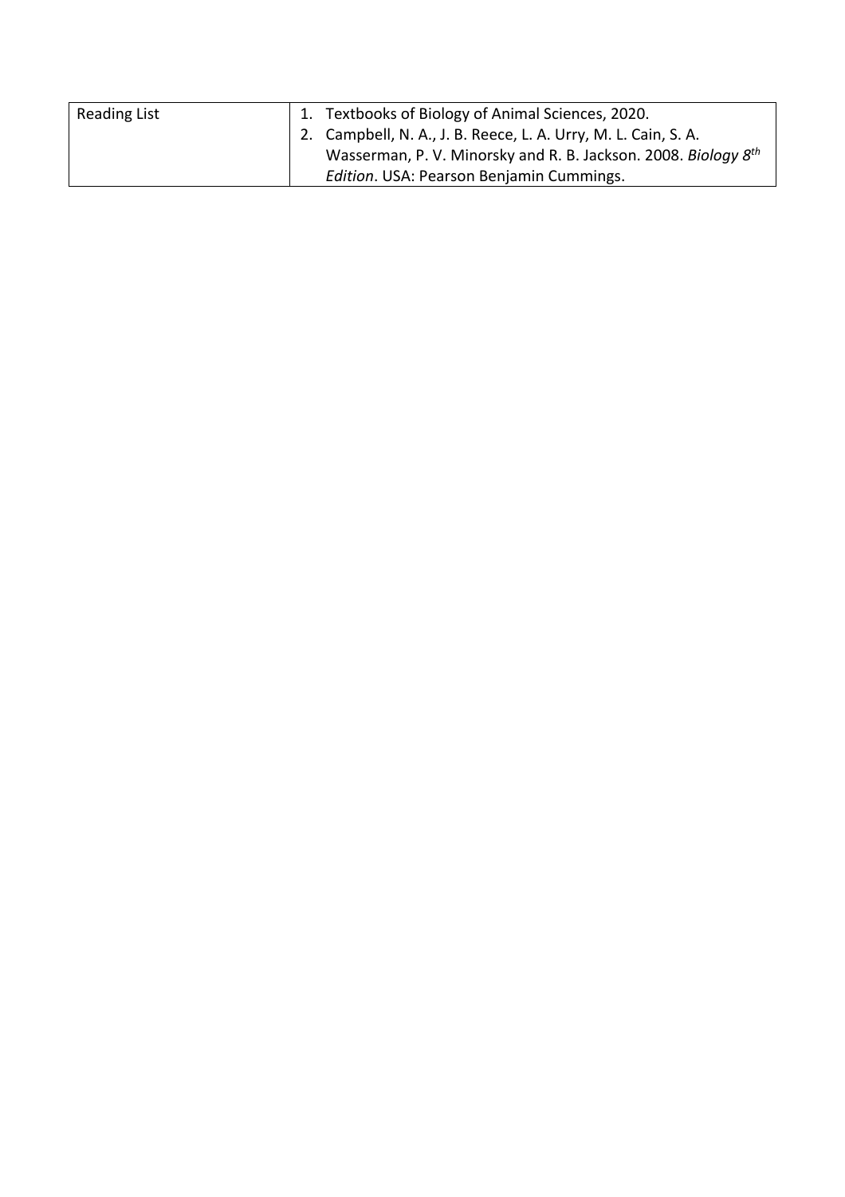| | |
|---|---|
| Reading List | 1. Textbooks of Biology of Animal Sciences, 2020.<br>2. Campbell, N. A., J. B. Reece, L. A. Urry, M. L. Cain, S. A. Wasserman, P. V. Minorsky and R. B. Jackson. 2008. *Biology 8th Edition*. USA: Pearson Benjamin Cummings. |